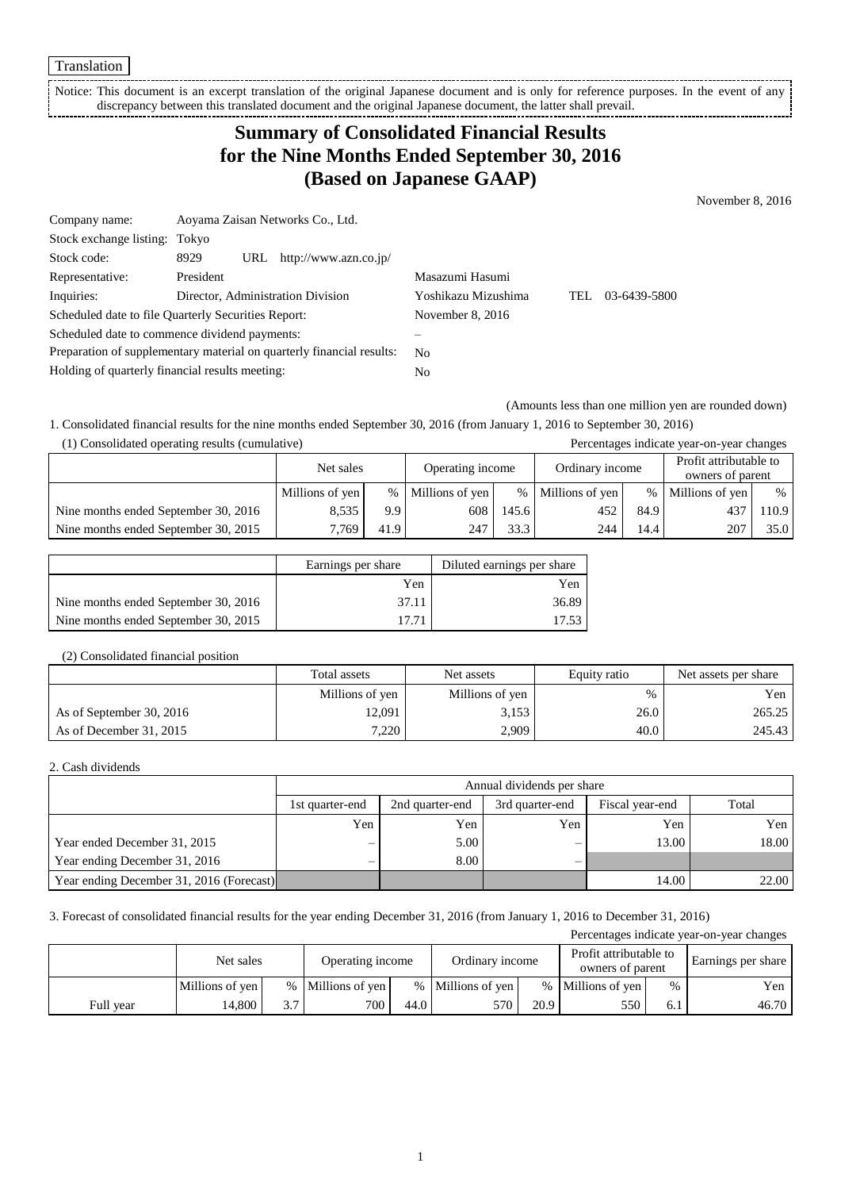Translation

Notice: This document is an excerpt translation of the original Japanese document and is only for reference purposes. In the event of any discrepancy between this translated document and the original Japanese document, the latter shall prevail.

# Summary of Consolidated Financial Results for the Nine Months Ended September 30, 2016 (Based on Japanese GAAP)

November 8, 2016

| | | |
|---|---|---|
| Company name: | Aoyama Zaisan Networks Co., Ltd. | |
| Stock exchange listing: | Tokyo | |
| Stock code: | 8929 URL http://www.azn.co.jp/ | |
| Representative: | President | Masazumi Hasumi |
| Inquiries: | Director, Administration Division | Yoshikazu Mizushima TEL 03-6439-5800 |
| Scheduled date to file Quarterly Securities Report: | | November 8, 2016 |
| Scheduled date to commence dividend payments: | | – |
| Preparation of supplementary material on quarterly financial results: | | No |
| Holding of quarterly financial results meeting: | | No |

(Amounts less than one million yen are rounded down)

1. Consolidated financial results for the nine months ended September 30, 2016 (from January 1, 2016 to September 30, 2016)

(1) Consolidated operating results (cumulative)

Percentages indicate year-on-year changes

| | Net sales | | Operating income | | Ordinary income | | Profit attributable to owners of parent | |
|---|---|---|---|---|---|---|---|---|
| | Millions of yen | % | Millions of yen | % | Millions of yen | % | Millions of yen | % |
| Nine months ended September 30, 2016 | 8,535 | 9.9 | 608 | 145.6 | 452 | 84.9 | 437 | 110.9 |
| Nine months ended September 30, 2015 | 7,769 | 41.9 | 247 | 33.3 | 244 | 14.4 | 207 | 35.0 |

| | Earnings per share | Diluted earnings per share |
|---|---|---|
| | Yen | Yen |
| Nine months ended September 30, 2016 | 37.11 | 36.89 |
| Nine months ended September 30, 2015 | 17.71 | 17.53 |

(2) Consolidated financial position

| | Total assets | Net assets | Equity ratio | Net assets per share |
|---|---|---|---|---|
| | Millions of yen | Millions of yen | % | Yen |
| As of September 30, 2016 | 12,091 | 3,153 | 26.0 | 265.25 |
| As of December 31, 2015 | 7,220 | 2,909 | 40.0 | 245.43 |

2. Cash dividends

| | Annual dividends per share | | | | |
|---|---|---|---|---|---|
| | 1st quarter-end | 2nd quarter-end | 3rd quarter-end | Fiscal year-end | Total |
| | Yen | Yen | Yen | Yen | Yen |
| Year ended December 31, 2015 | – | 5.00 | – | 13.00 | 18.00 |
| Year ending December 31, 2016 | – | 8.00 | – | | |
| Year ending December 31, 2016 (Forecast) | | | | 14.00 | 22.00 |

3. Forecast of consolidated financial results for the year ending December 31, 2016 (from January 1, 2016 to December 31, 2016)

Percentages indicate year-on-year changes

| | Net sales | | Operating income | | Ordinary income | | Profit attributable to owners of parent | | Earnings per share |
|---|---|---|---|---|---|---|---|---|---|
| | Millions of yen | % | Millions of yen | % | Millions of yen | % | Millions of yen | % | Yen |
| Full year | 14,800 | 3.7 | 700 | 44.0 | 570 | 20.9 | 550 | 6.1 | 46.70 |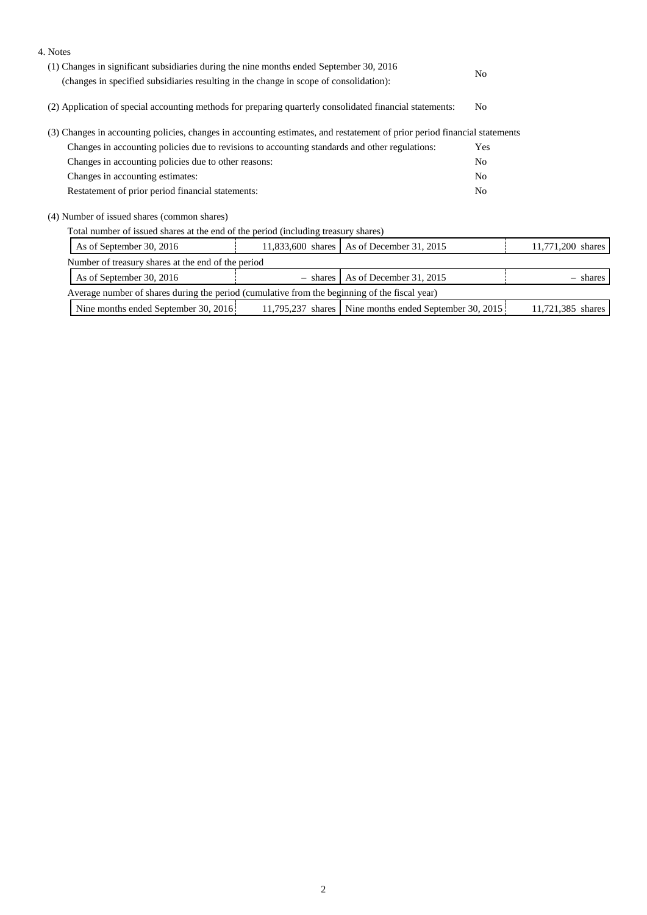4. Notes

(1) Changes in significant subsidiaries during the nine months ended September 30, 2016 (changes in specified subsidiaries resulting in the change in scope of consolidation): No

(2) Application of special accounting methods for preparing quarterly consolidated financial statements: No

(3) Changes in accounting policies, changes in accounting estimates, and restatement of prior period financial statements

| | |
|---|---|
| Changes in accounting policies due to revisions to accounting standards and other regulations: | Yes |
| Changes in accounting policies due to other reasons: | No |
| Changes in accounting estimates: | No |
| Restatement of prior period financial statements: | No |

(4) Number of issued shares (common shares)

Total number of issued shares at the end of the period (including treasury shares)

| As of September 30, 2016 | 11,833,600 shares | As of December 31, 2015 | 11,771,200 shares |
|---|---|---|---|

Number of treasury shares at the end of the period

| As of September 30, 2016 | – shares | As of December 31, 2015 | – shares |
|---|---|---|---|

Average number of shares during the period (cumulative from the beginning of the fiscal year)

| Nine months ended September 30, 2016 | 11,795,237 shares | Nine months ended September 30, 2015 | 11,721,385 shares |
|---|---|---|---|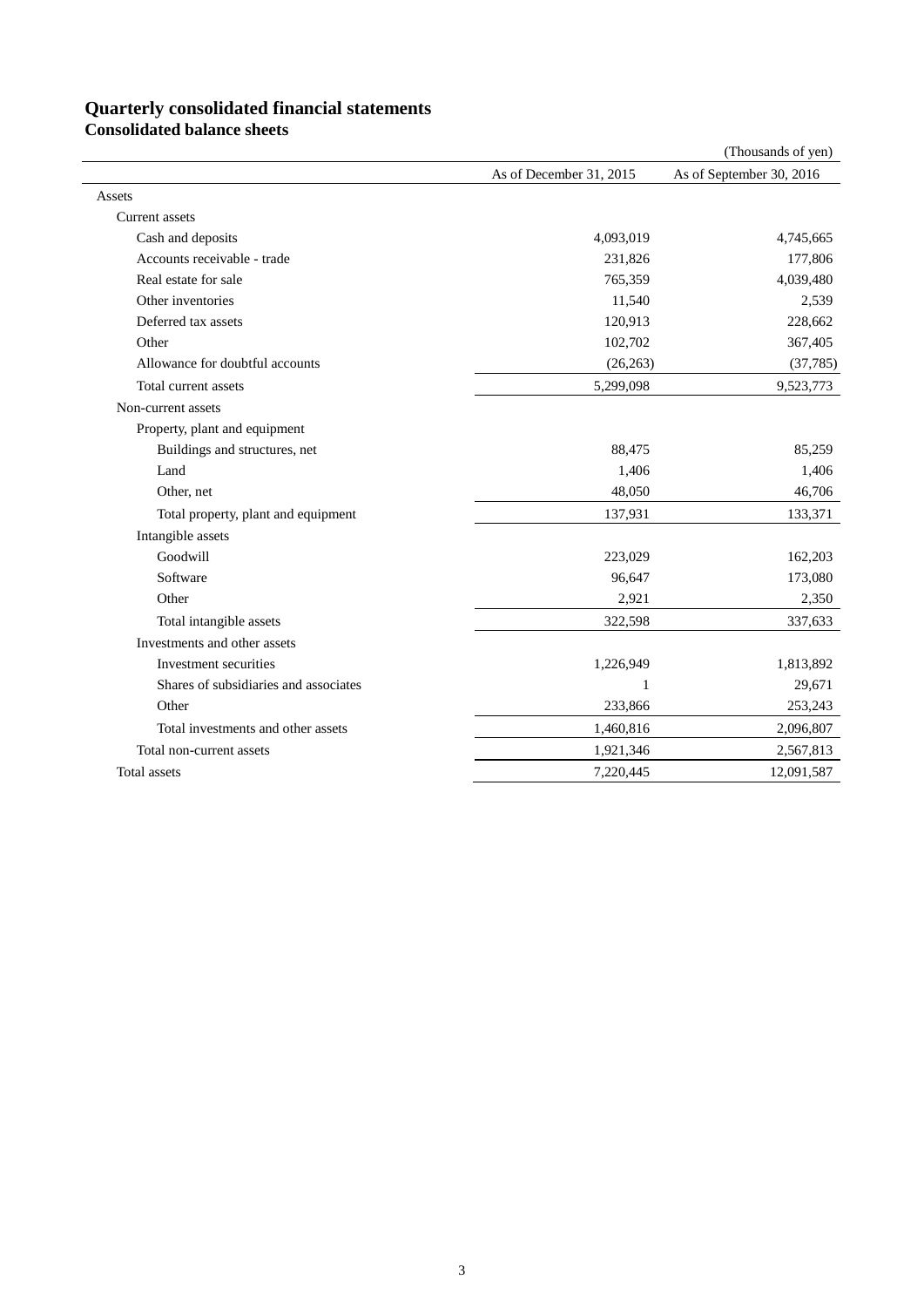# Quarterly consolidated financial statements

## Consolidated balance sheets

(Thousands of yen)

| | As of December 31, 2015 | As of September 30, 2016 |
|---|---|---|
| Assets | | |
| Current assets | | |
| Cash and deposits | 4,093,019 | 4,745,665 |
| Accounts receivable - trade | 231,826 | 177,806 |
| Real estate for sale | 765,359 | 4,039,480 |
| Other inventories | 11,540 | 2,539 |
| Deferred tax assets | 120,913 | 228,662 |
| Other | 102,702 | 367,405 |
| Allowance for doubtful accounts | (26,263) | (37,785) |
| Total current assets | 5,299,098 | 9,523,773 |
| Non-current assets | | |
| Property, plant and equipment | | |
| Buildings and structures, net | 88,475 | 85,259 |
| Land | 1,406 | 1,406 |
| Other, net | 48,050 | 46,706 |
| Total property, plant and equipment | 137,931 | 133,371 |
| Intangible assets | | |
| Goodwill | 223,029 | 162,203 |
| Software | 96,647 | 173,080 |
| Other | 2,921 | 2,350 |
| Total intangible assets | 322,598 | 337,633 |
| Investments and other assets | | |
| Investment securities | 1,226,949 | 1,813,892 |
| Shares of subsidiaries and associates | 1 | 29,671 |
| Other | 233,866 | 253,243 |
| Total investments and other assets | 1,460,816 | 2,096,807 |
| Total non-current assets | 1,921,346 | 2,567,813 |
| Total assets | 7,220,445 | 12,091,587 |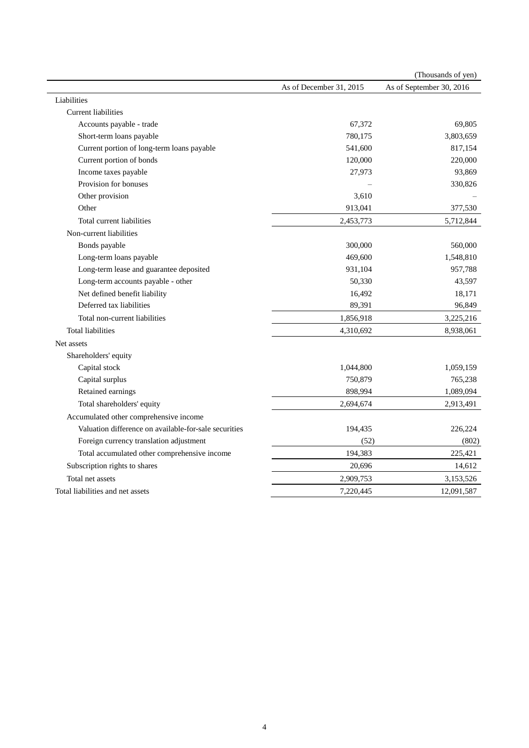(Thousands of yen)

| | As of December 31, 2015 | As of September 30, 2016 |
|---|---|---|
| Liabilities | | |
| Current liabilities | | |
| Accounts payable - trade | 67,372 | 69,805 |
| Short-term loans payable | 780,175 | 3,803,659 |
| Current portion of long-term loans payable | 541,600 | 817,154 |
| Current portion of bonds | 120,000 | 220,000 |
| Income taxes payable | 27,973 | 93,869 |
| Provision for bonuses | – | 330,826 |
| Other provision | 3,610 | – |
| Other | 913,041 | 377,530 |
| Total current liabilities | 2,453,773 | 5,712,844 |
| Non-current liabilities | | |
| Bonds payable | 300,000 | 560,000 |
| Long-term loans payable | 469,600 | 1,548,810 |
| Long-term lease and guarantee deposited | 931,104 | 957,788 |
| Long-term accounts payable - other | 50,330 | 43,597 |
| Net defined benefit liability | 16,492 | 18,171 |
| Deferred tax liabilities | 89,391 | 96,849 |
| Total non-current liabilities | 1,856,918 | 3,225,216 |
| Total liabilities | 4,310,692 | 8,938,061 |
| Net assets | | |
| Shareholders' equity | | |
| Capital stock | 1,044,800 | 1,059,159 |
| Capital surplus | 750,879 | 765,238 |
| Retained earnings | 898,994 | 1,089,094 |
| Total shareholders' equity | 2,694,674 | 2,913,491 |
| Accumulated other comprehensive income | | |
| Valuation difference on available-for-sale securities | 194,435 | 226,224 |
| Foreign currency translation adjustment | (52) | (802) |
| Total accumulated other comprehensive income | 194,383 | 225,421 |
| Subscription rights to shares | 20,696 | 14,612 |
| Total net assets | 2,909,753 | 3,153,526 |
| Total liabilities and net assets | 7,220,445 | 12,091,587 |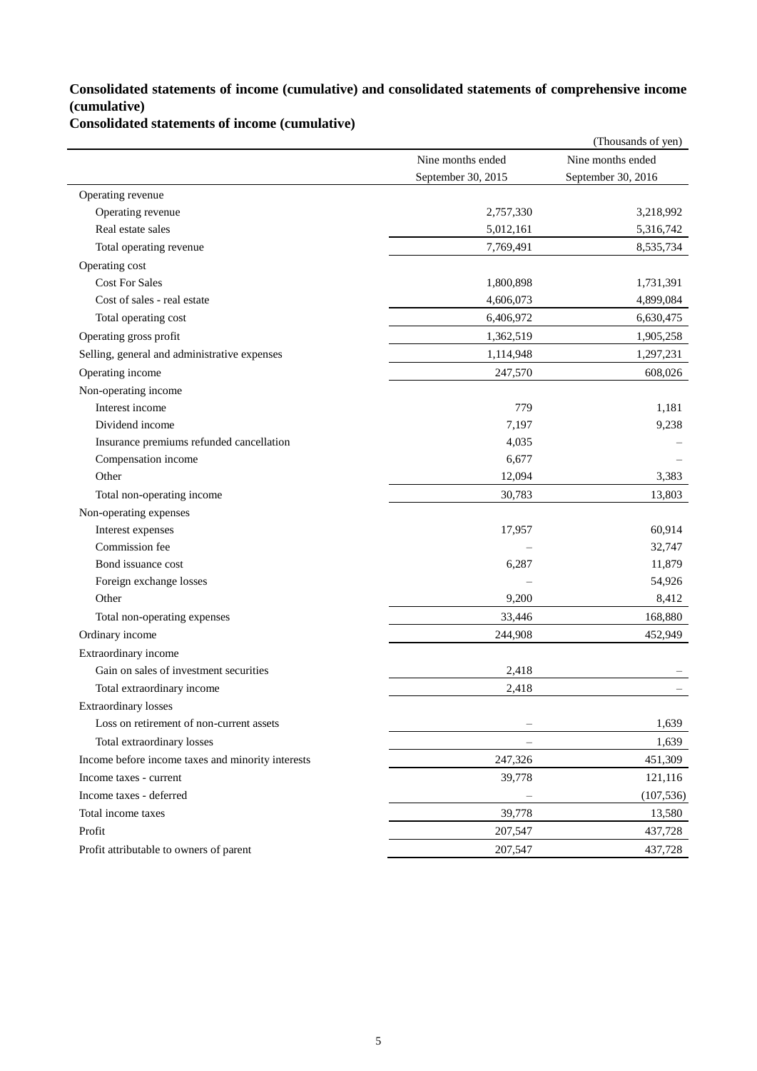## Consolidated statements of income (cumulative) and consolidated statements of comprehensive income (cumulative)

### Consolidated statements of income (cumulative)

(Thousands of yen)

| | Nine months ended September 30, 2015 | Nine months ended September 30, 2016 |
|---|---|---|
| Operating revenue | | |
| Operating revenue | 2,757,330 | 3,218,992 |
| Real estate sales | 5,012,161 | 5,316,742 |
| Total operating revenue | 7,769,491 | 8,535,734 |
| Operating cost | | |
| Cost For Sales | 1,800,898 | 1,731,391 |
| Cost of sales - real estate | 4,606,073 | 4,899,084 |
| Total operating cost | 6,406,972 | 6,630,475 |
| Operating gross profit | 1,362,519 | 1,905,258 |
| Selling, general and administrative expenses | 1,114,948 | 1,297,231 |
| Operating income | 247,570 | 608,026 |
| Non-operating income | | |
| Interest income | 779 | 1,181 |
| Dividend income | 7,197 | 9,238 |
| Insurance premiums refunded cancellation | 4,035 | – |
| Compensation income | 6,677 | – |
| Other | 12,094 | 3,383 |
| Total non-operating income | 30,783 | 13,803 |
| Non-operating expenses | | |
| Interest expenses | 17,957 | 60,914 |
| Commission fee | – | 32,747 |
| Bond issuance cost | 6,287 | 11,879 |
| Foreign exchange losses | – | 54,926 |
| Other | 9,200 | 8,412 |
| Total non-operating expenses | 33,446 | 168,880 |
| Ordinary income | 244,908 | 452,949 |
| Extraordinary income | | |
| Gain on sales of investment securities | 2,418 | – |
| Total extraordinary income | 2,418 | – |
| Extraordinary losses | | |
| Loss on retirement of non-current assets | – | 1,639 |
| Total extraordinary losses | – | 1,639 |
| Income before income taxes and minority interests | 247,326 | 451,309 |
| Income taxes - current | 39,778 | 121,116 |
| Income taxes - deferred | – | (107,536) |
| Total income taxes | 39,778 | 13,580 |
| Profit | 207,547 | 437,728 |
| Profit attributable to owners of parent | 207,547 | 437,728 |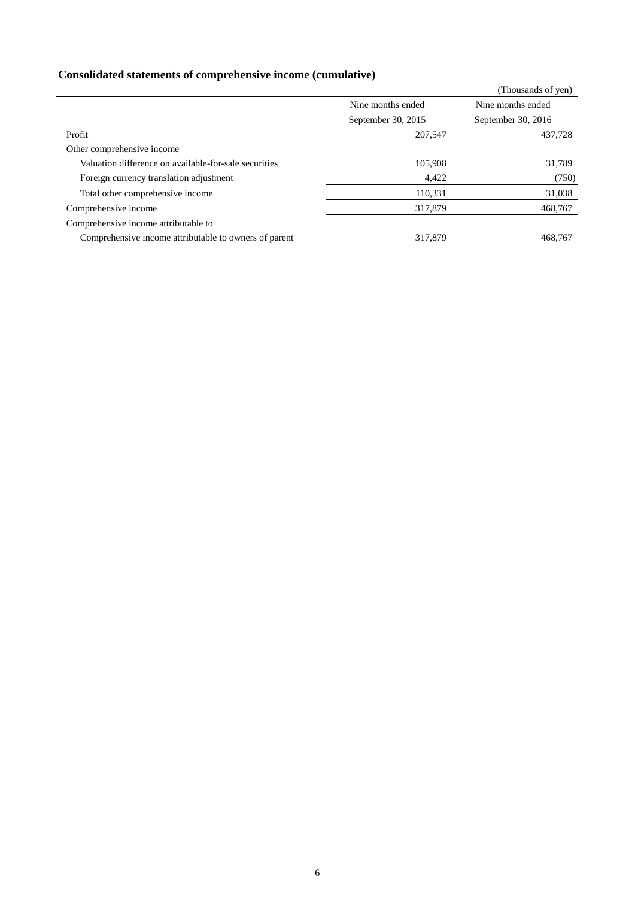## Consolidated statements of comprehensive income (cumulative)

(Thousands of yen)

| | Nine months ended September 30, 2015 | Nine months ended September 30, 2016 |
|---|---|---|
| Profit | 207,547 | 437,728 |
| Other comprehensive income | | |
| Valuation difference on available-for-sale securities | 105,908 | 31,789 |
| Foreign currency translation adjustment | 4,422 | (750) |
| Total other comprehensive income | 110,331 | 31,038 |
| Comprehensive income | 317,879 | 468,767 |
| Comprehensive income attributable to | | |
| Comprehensive income attributable to owners of parent | 317,879 | 468,767 |